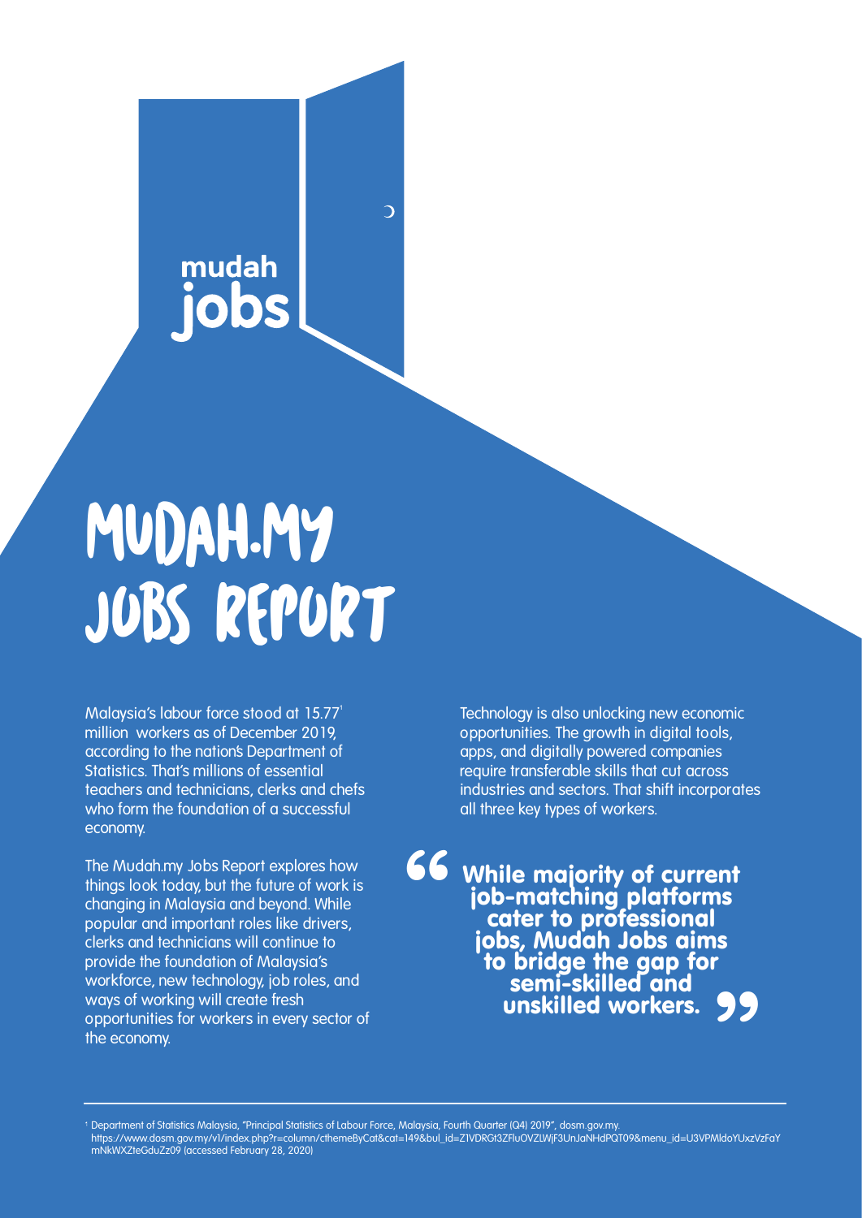mudah jobs

# MUDAH.MY JOBS REPORT

Malaysia's labour force stood at 15.77[1] million workers as of December 2019, according to the nation's Department of Statistics. That's millions of essential teachers and technicians, clerks and chefs who form the foundation of a successful economy.

The Mudah.my Jobs Report explores how things look today, but the future of work is changing in Malaysia and beyond. While popular and important roles like drivers, clerks and technicians will continue to provide the foundation of Malaysia's workforce, new technology, job roles, and ways of working will create fresh opportunities for workers in every sector of the economy.

Technology is also unlocking new economic opportunities. The growth in digital tools, apps, and digitally powered companies require transferable skills that cut across industries and sectors. That shift incorporates all three key types of workers.

> **"While majority of current job-matching platforms cater to professional jobs, Mudah Jobs aims to bridge the gap for semi-skilled and unskilled workers."**

---

[1] Department of Statistics Malaysia, "Principal Statistics of Labour Force, Malaysia, Fourth Quarter (Q4) 2019", dosm.gov.my. https://www.dosm.gov.my/v1/index.php?r=column/cthemeByCat&cat=149&bul_id=Z1VDRGt3ZFluOVZLWjF3UnJaNHdPQT09&menu_id=U3VPMldoYUxzVzFaYmNkWXZteGduZz09 (accessed February 28, 2020)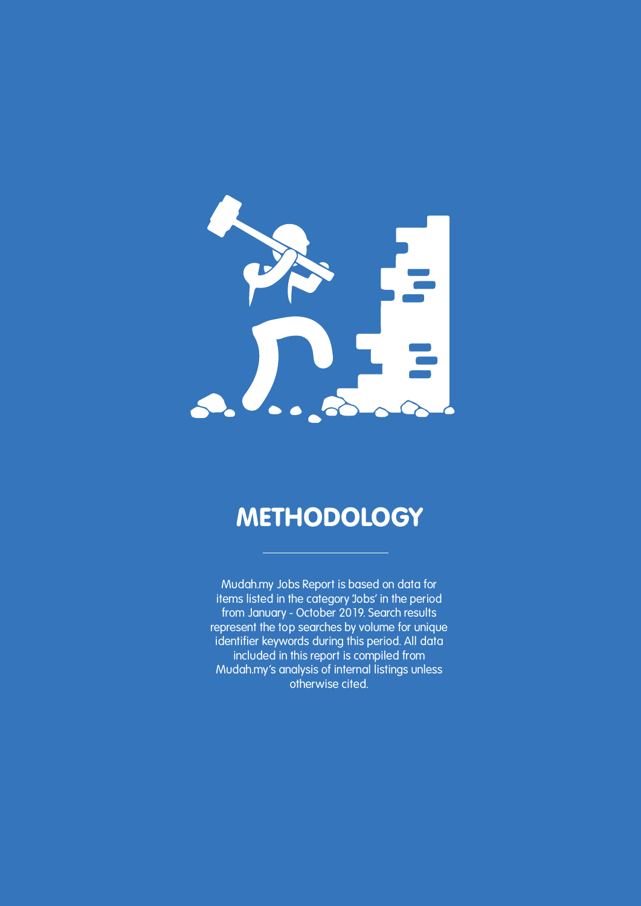# METHODOLOGY

Mudah.my Jobs Report is based on data for items listed in the category 'Jobs' in the period from January - October 2019. Search results represent the top searches by volume for unique identifier keywords during this period. All data included in this report is compiled from Mudah.my's analysis of internal listings unless otherwise cited.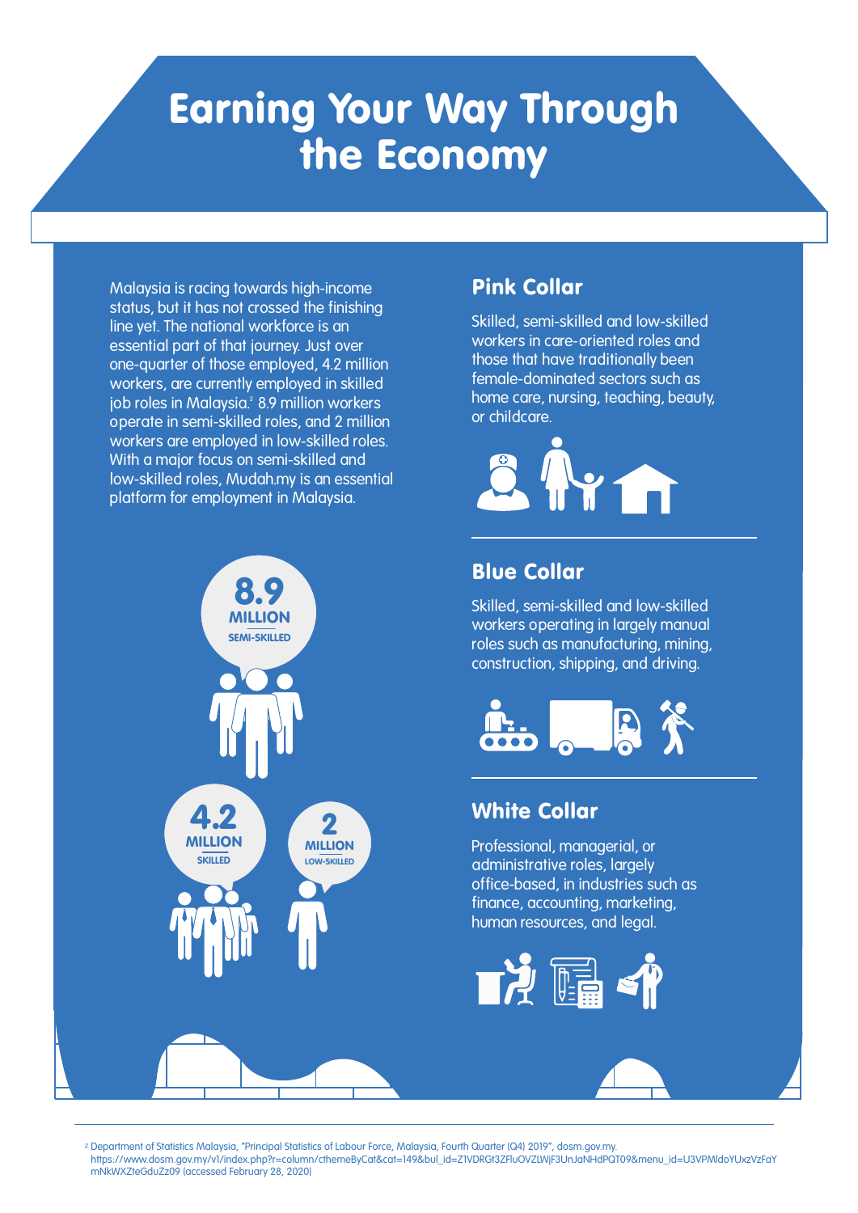# Earning Your Way Through the Economy

Malaysia is racing towards high-income status, but it has not crossed the finishing line yet. The national workforce is an essential part of that journey. Just over one-quarter of those employed, 4.2 million workers, are currently employed in skilled job roles in Malaysia.[2] 8.9 million workers operate in semi-skilled roles, and 2 million workers are employed in low-skilled roles. With a major focus on semi-skilled and low-skilled roles, Mudah.my is an essential platform for employment in Malaysia.

**8.9 MILLION** SEMI-SKILLED

**4.2 MILLION** SKILLED

**2 MILLION** LOW-SKILLED

## Pink Collar

Skilled, semi-skilled and low-skilled workers in care-oriented roles and those that have traditionally been female-dominated sectors such as home care, nursing, teaching, beauty, or childcare.

## Blue Collar

Skilled, semi-skilled and low-skilled workers operating in largely manual roles such as manufacturing, mining, construction, shipping, and driving.

## White Collar

Professional, managerial, or administrative roles, largely office-based, in industries such as finance, accounting, marketing, human resources, and legal.

---

[2] Department of Statistics Malaysia, "Principal Statistics of Labour Force, Malaysia, Fourth Quarter (Q4) 2019", dosm.gov.my. https://www.dosm.gov.my/v1/index.php?r=column/cthemeByCat&cat=149&bul_id=Z1VDRGt3ZFluOVZLWjF3UnJaNHdPQT09&menu_id=U3VPMldoYUxzVzFaYmNkWXZteGduZz09 (accessed February 28, 2020)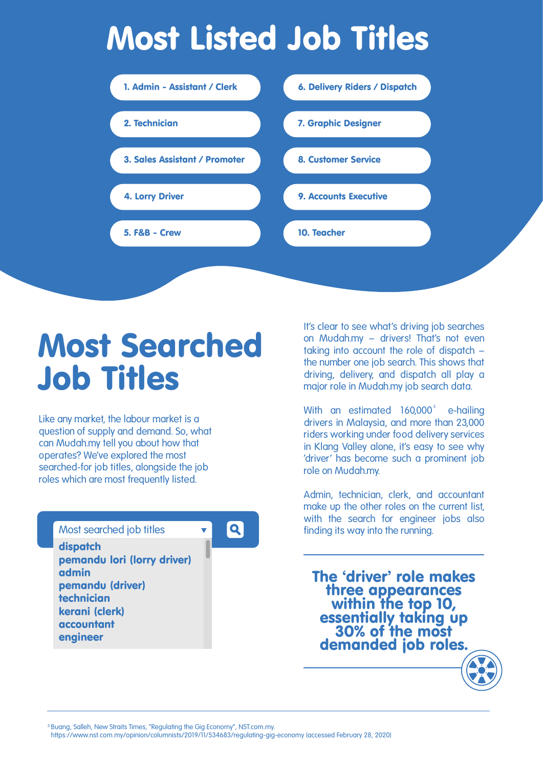# Most Listed Job Titles

1. Admin - Assistant / Clerk
2. Technician
3. Sales Assistant / Promoter
4. Lorry Driver
5. F&B - Crew
6. Delivery Riders / Dispatch
7. Graphic Designer
8. Customer Service
9. Accounts Executive
10. Teacher

# Most Searched Job Titles

Like any market, the labour market is a question of supply and demand. So, what can Mudah.my tell you about how that operates? We've explored the most searched-for job titles, alongside the job roles which are most frequently listed.

Most searched job titles

- **dispatch**
- **pemandu lori (lorry driver)**
- **admin**
- **pemandu (driver)**
- **technician**
- **kerani (clerk)**
- **accountant**
- **engineer**

It's clear to see what's driving job searches on Mudah.my – drivers! That's not even taking into account the role of dispatch – the number one job search. This shows that driving, delivery, and dispatch all play a major role in Mudah.my job search data.

With an estimated 160,000[3] e-hailing drivers in Malaysia, and more than 23,000 riders working under food delivery services in Klang Valley alone, it's easy to see why 'driver' has become such a prominent job role on Mudah.my.

Admin, technician, clerk, and accountant make up the other roles on the current list, with the search for engineer jobs also finding its way into the running.

**The 'driver' role makes three appearances within the top 10, essentially taking up 30% of the most demanded job roles.**

---

[3] Buang, Salleh, New Straits Times, "Regulating the Gig Economy", NST.com.my. https://www.nst.com.my/opinion/columnists/2019/11/534683/regulating-gig-economy (accessed February 28, 2020)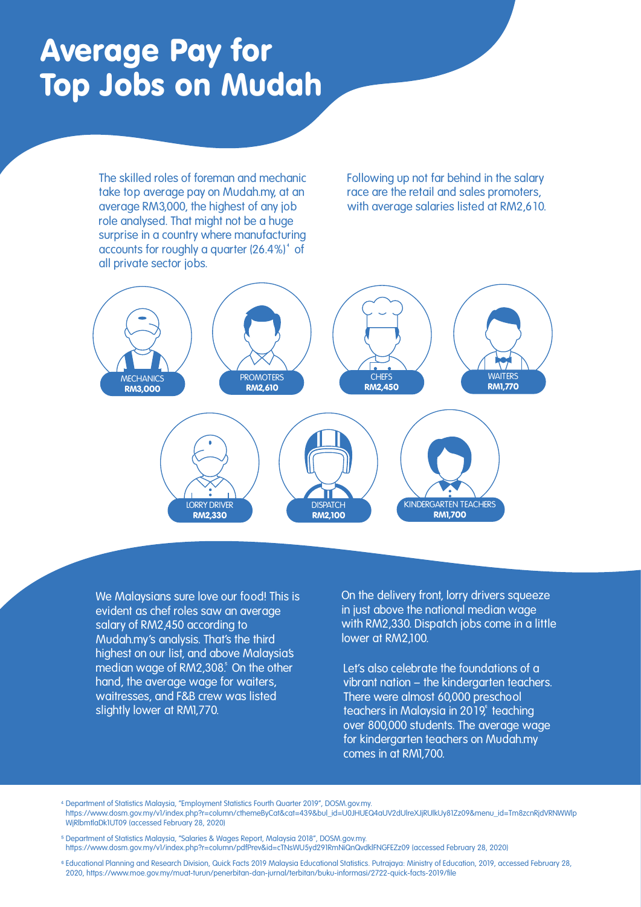# Average Pay for Top Jobs on Mudah

The skilled roles of foreman and mechanic take top average pay on Mudah.my, at an average RM3,000, the highest of any job role analysed. That might not be a huge surprise in a country where manufacturing accounts for roughly a quarter (26.4%)[4] of all private sector jobs.

Following up not far behind in the salary race are the retail and sales promoters, with average salaries listed at RM2,610.

MECHANICS
RM3,000

PROMOTERS
RM2,610

CHEFS
RM2,450

WAITERS
RM1,770

LORRY DRIVER
RM2,330

DISPATCH
RM2,100

KINDERGARTEN TEACHERS
RM1,700

We Malaysians sure love our food! This is evident as chef roles saw an average salary of RM2,450 according to Mudah.my's analysis. That's the third highest on our list, and above Malaysia's median wage of RM2,308.[5] On the other hand, the average wage for waiters, waitresses, and F&B crew was listed slightly lower at RM1,770.

On the delivery front, lorry drivers squeeze in just above the national median wage with RM2,330. Dispatch jobs come in a little lower at RM2,100.

Let's also celebrate the foundations of a vibrant nation – the kindergarten teachers. There were almost 60,000 preschool teachers in Malaysia in 2019,[6] teaching over 800,000 students. The average wage for kindergarten teachers on Mudah.my comes in at RM1,700.

[4] Department of Statistics Malaysia, "Employment Statistics Fourth Quarter 2019", DOSM.gov.my. https://www.dosm.gov.my/v1/index.php?r=column/cthemeByCat&cat=439&bul_id=U0JHUEQ4aUV2dUlreXJjRUlkUy81Zz09&menu_id=Tm8zcnRjdVRNWWlpWjRlbmtlaDk1UT09 (accessed February 28, 2020)

[5] Department of Statistics Malaysia, "Salaries & Wages Report, Malaysia 2018", DOSM.gov.my. https://www.dosm.gov.my/v1/index.php?r=column/pdfPrev&id=cTNsWU5yd29lRmNiQnQvdklFNGFEZz09 (accessed February 28, 2020)

[6] Educational Planning and Research Division, Quick Facts 2019 Malaysia Educational Statistics. Putrajaya: Ministry of Education, 2019, accessed February 28, 2020, https://www.moe.gov.my/muat-turun/penerbitan-dan-jurnal/terbitan/buku-informasi/2722-quick-facts-2019/file